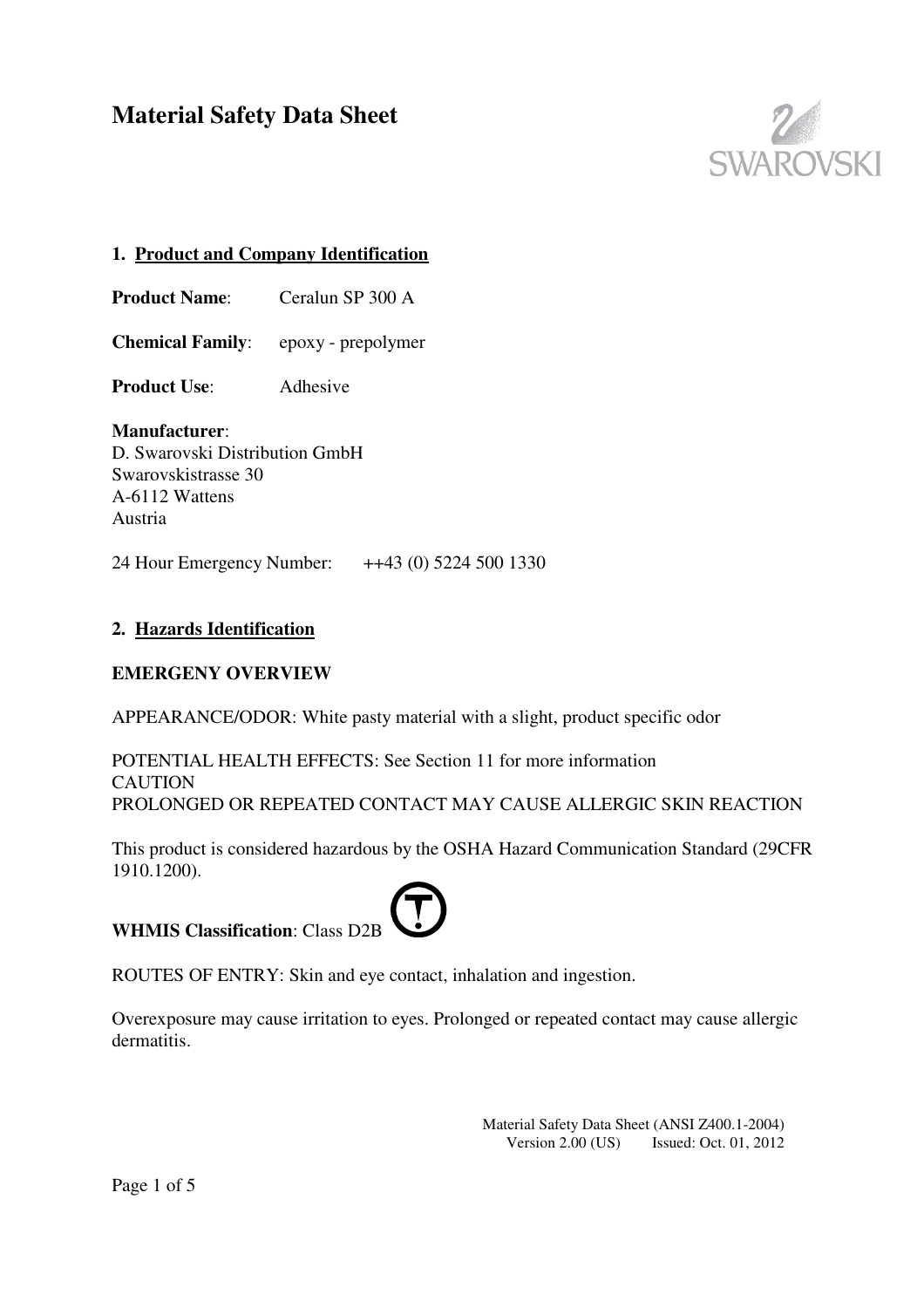# Material Safety Data Sheet

## 1. Product and Company Identification

**Product Name**: Ceralun SP 300 A

**Chemical Family**: epoxy - prepolymer

**Product Use**: Adhesive

**Manufacturer**:
D. Swarovski Distribution GmbH
Swarovskistrasse 30
A-6112 Wattens
Austria

24 Hour Emergency Number: ++43 (0) 5224 500 1330

## 2. Hazards Identification

**EMERGENY OVERVIEW**

APPEARANCE/ODOR: White pasty material with a slight, product specific odor

POTENTIAL HEALTH EFFECTS: See Section 11 for more information
CAUTION
PROLONGED OR REPEATED CONTACT MAY CAUSE ALLERGIC SKIN REACTION

This product is considered hazardous by the OSHA Hazard Communication Standard (29CFR 1910.1200).

**WHMIS Classification**: Class D2B

ROUTES OF ENTRY: Skin and eye contact, inhalation and ingestion.

Overexposure may cause irritation to eyes. Prolonged or repeated contact may cause allergic dermatitis.

Material Safety Data Sheet (ANSI Z400.1-2004)
Version 2.00 (US) Issued: Oct. 01, 2012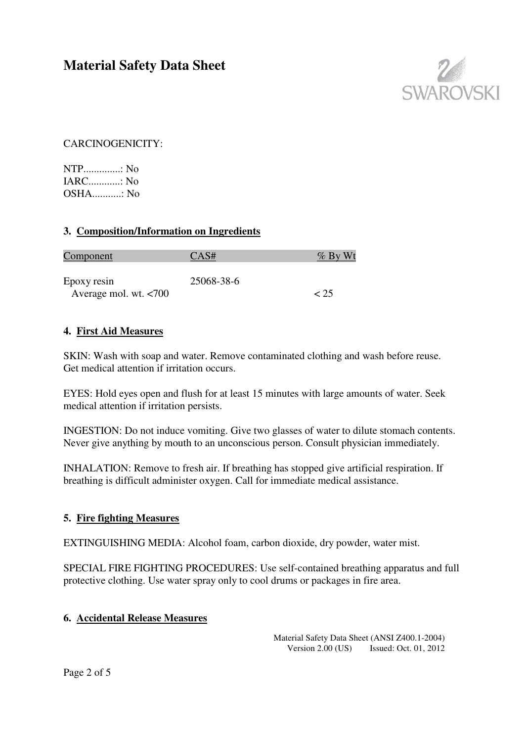CARCINOGENICITY:

NTP..............: No
IARC............: No
OSHA...........: No

## 3. Composition/Information on Ingredients

| Component | CAS# | % By Wt |
|---|---|---|
| Epoxy resin | 25068-38-6 | |
| Average mol. wt. <700 | | < 25 |

## 4. First Aid Measures

SKIN: Wash with soap and water. Remove contaminated clothing and wash before reuse. Get medical attention if irritation occurs.

EYES: Hold eyes open and flush for at least 15 minutes with large amounts of water. Seek medical attention if irritation persists.

INGESTION: Do not induce vomiting. Give two glasses of water to dilute stomach contents. Never give anything by mouth to an unconscious person. Consult physician immediately.

INHALATION: Remove to fresh air. If breathing has stopped give artificial respiration. If breathing is difficult administer oxygen. Call for immediate medical assistance.

## 5. Fire fighting Measures

EXTINGUISHING MEDIA: Alcohol foam, carbon dioxide, dry powder, water mist.

SPECIAL FIRE FIGHTING PROCEDURES: Use self-contained breathing apparatus and full protective clothing. Use water spray only to cool drums or packages in fire area.

## 6. Accidental Release Measures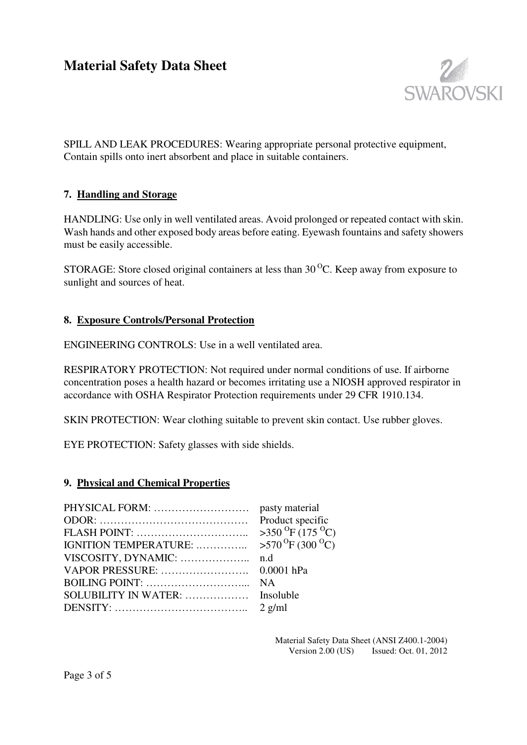SPILL AND LEAK PROCEDURES: Wearing appropriate personal protective equipment, Contain spills onto inert absorbent and place in suitable containers.

## 7. Handling and Storage

HANDLING: Use only in well ventilated areas. Avoid prolonged or repeated contact with skin. Wash hands and other exposed body areas before eating. Eyewash fountains and safety showers must be easily accessible.

STORAGE: Store closed original containers at less than 30 $^{O}$C. Keep away from exposure to sunlight and sources of heat.

## 8. Exposure Controls/Personal Protection

ENGINEERING CONTROLS: Use in a well ventilated area.

RESPIRATORY PROTECTION: Not required under normal conditions of use. If airborne concentration poses a health hazard or becomes irritating use a NIOSH approved respirator in accordance with OSHA Respirator Protection requirements under 29 CFR 1910.134.

SKIN PROTECTION: Wear clothing suitable to prevent skin contact. Use rubber gloves.

EYE PROTECTION: Safety glasses with side shields.

## 9. Physical and Chemical Properties

| Property | Value |
|---|---|
| PHYSICAL FORM: | pasty material |
| ODOR: | Product specific |
| FLASH POINT: | >350 $^{O}$F (175 $^{O}$C) |
| IGNITION TEMPERATURE: | >570 $^{O}$F (300 $^{O}$C) |
| VISCOSITY, DYNAMIC: | n.d |
| VAPOR PRESSURE: | 0.0001 hPa |
| BOILING POINT: | NA |
| SOLUBILITY IN WATER: | Insoluble |
| DENSITY: | 2 g/ml |

Material Safety Data Sheet (ANSI Z400.1-2004)
Version 2.00 (US) Issued: Oct. 01, 2012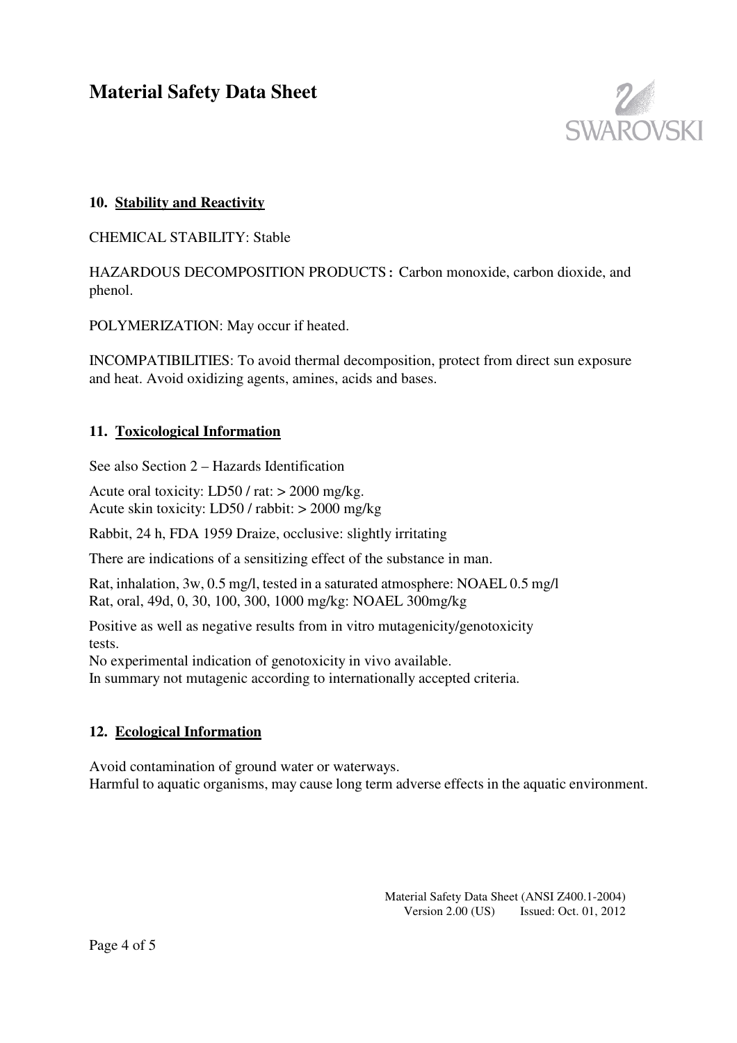## 10. Stability and Reactivity

CHEMICAL STABILITY: Stable

HAZARDOUS DECOMPOSITION PRODUCTS : Carbon monoxide, carbon dioxide, and phenol.

POLYMERIZATION: May occur if heated.

INCOMPATIBILITIES: To avoid thermal decomposition, protect from direct sun exposure and heat. Avoid oxidizing agents, amines, acids and bases.

## 11. Toxicological Information

See also Section 2 – Hazards Identification

Acute oral toxicity: LD50 / rat: > 2000 mg/kg.
Acute skin toxicity: LD50 / rabbit: > 2000 mg/kg

Rabbit, 24 h, FDA 1959 Draize, occlusive: slightly irritating

There are indications of a sensitizing effect of the substance in man.

Rat, inhalation, 3w, 0.5 mg/l, tested in a saturated atmosphere: NOAEL 0.5 mg/l
Rat, oral, 49d, 0, 30, 100, 300, 1000 mg/kg: NOAEL 300mg/kg

Positive as well as negative results from in vitro mutagenicity/genotoxicity tests.
No experimental indication of genotoxicity in vivo available.
In summary not mutagenic according to internationally accepted criteria.

## 12. Ecological Information

Avoid contamination of ground water or waterways.
Harmful to aquatic organisms, may cause long term adverse effects in the aquatic environment.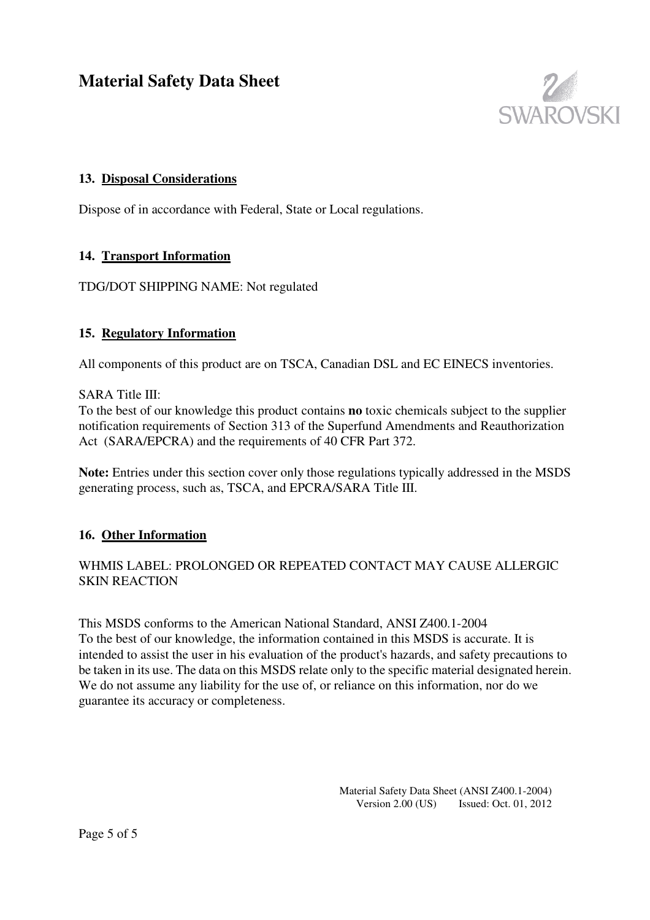## 13. Disposal Considerations

Dispose of in accordance with Federal, State or Local regulations.

## 14. Transport Information

TDG/DOT SHIPPING NAME: Not regulated

## 15. Regulatory Information

All components of this product are on TSCA, Canadian DSL and EC EINECS inventories.

SARA Title III:
To the best of our knowledge this product contains **no** toxic chemicals subject to the supplier notification requirements of Section 313 of the Superfund Amendments and Reauthorization Act (SARA/EPCRA) and the requirements of 40 CFR Part 372.

**Note:** Entries under this section cover only those regulations typically addressed in the MSDS generating process, such as, TSCA, and EPCRA/SARA Title III.

## 16. Other Information

WHMIS LABEL: PROLONGED OR REPEATED CONTACT MAY CAUSE ALLERGIC SKIN REACTION

This MSDS conforms to the American National Standard, ANSI Z400.1-2004
To the best of our knowledge, the information contained in this MSDS is accurate. It is intended to assist the user in his evaluation of the product's hazards, and safety precautions to be taken in its use. The data on this MSDS relate only to the specific material designated herein. We do not assume any liability for the use of, or reliance on this information, nor do we guarantee its accuracy or completeness.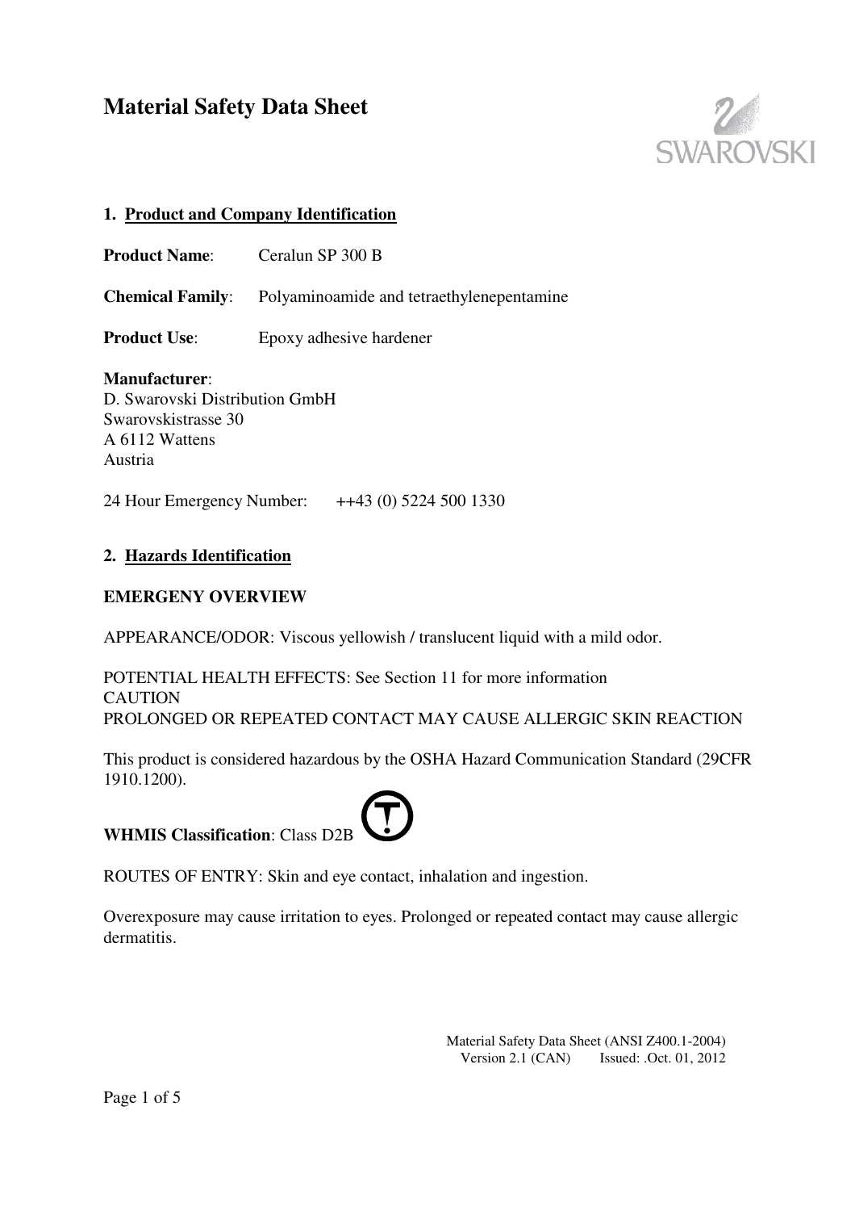# Material Safety Data Sheet

## 1. Product and Company Identification

**Product Name**: Ceralun SP 300 B

**Chemical Family**: Polyaminoamide and tetraethylenepentamine

**Product Use**: Epoxy adhesive hardener

**Manufacturer**:
D. Swarovski Distribution GmbH
Swarovskistrasse 30
A 6112 Wattens
Austria

24 Hour Emergency Number: ++43 (0) 5224 500 1330

## 2. Hazards Identification

**EMERGENY OVERVIEW**

APPEARANCE/ODOR: Viscous yellowish / translucent liquid with a mild odor.

POTENTIAL HEALTH EFFECTS: See Section 11 for more information
CAUTION
PROLONGED OR REPEATED CONTACT MAY CAUSE ALLERGIC SKIN REACTION

This product is considered hazardous by the OSHA Hazard Communication Standard (29CFR 1910.1200).

**WHMIS Classification**: Class D2B

ROUTES OF ENTRY: Skin and eye contact, inhalation and ingestion.

Overexposure may cause irritation to eyes. Prolonged or repeated contact may cause allergic dermatitis.

Material Safety Data Sheet (ANSI Z400.1-2004)
Version 2.1 (CAN) Issued: .Oct. 01, 2012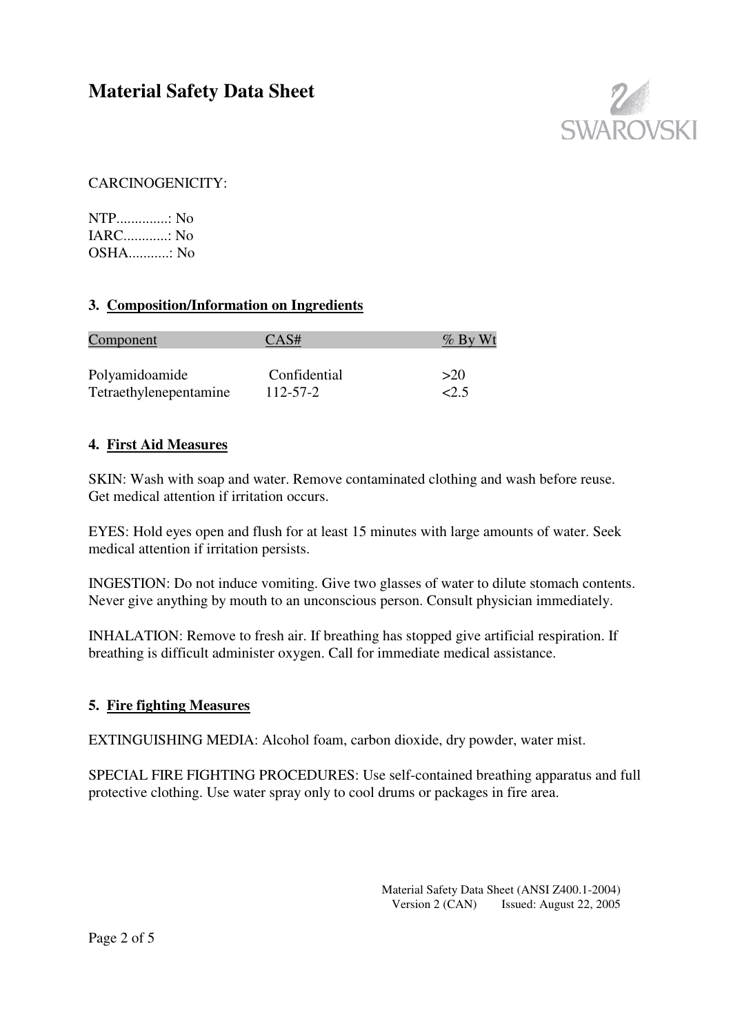CARCINOGENICITY:

NTP..............: No
IARC............: No
OSHA...........: No

## 3. Composition/Information on Ingredients

| Component | CAS# | % By Wt |
|---|---|---|
| Polyamidoamide | Confidential | >20 |
| Tetraethylenepentamine | 112-57-2 | <2.5 |

## 4. First Aid Measures

SKIN: Wash with soap and water. Remove contaminated clothing and wash before reuse. Get medical attention if irritation occurs.

EYES: Hold eyes open and flush for at least 15 minutes with large amounts of water. Seek medical attention if irritation persists.

INGESTION: Do not induce vomiting. Give two glasses of water to dilute stomach contents. Never give anything by mouth to an unconscious person. Consult physician immediately.

INHALATION: Remove to fresh air. If breathing has stopped give artificial respiration. If breathing is difficult administer oxygen. Call for immediate medical assistance.

## 5. Fire fighting Measures

EXTINGUISHING MEDIA: Alcohol foam, carbon dioxide, dry powder, water mist.

SPECIAL FIRE FIGHTING PROCEDURES: Use self-contained breathing apparatus and full protective clothing. Use water spray only to cool drums or packages in fire area.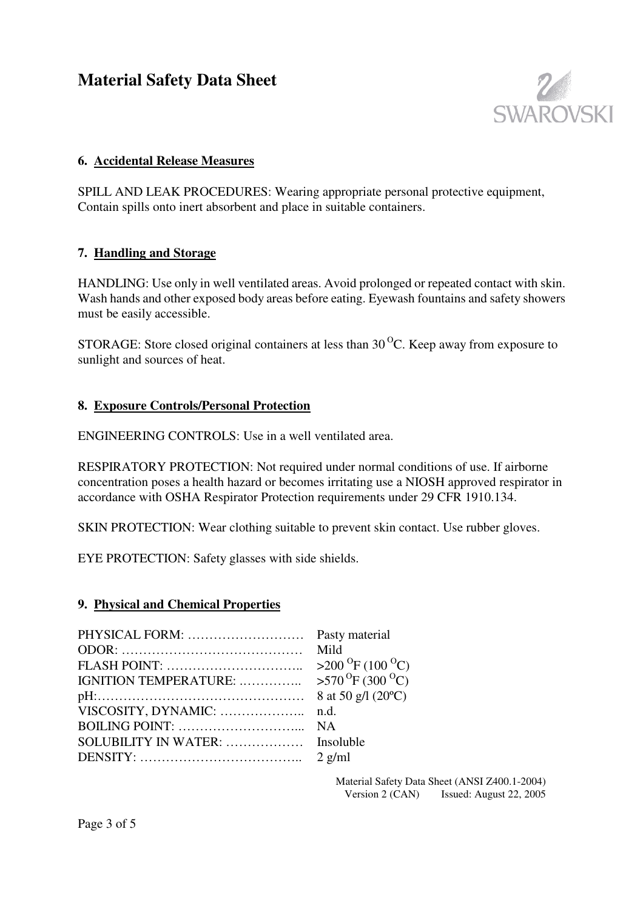# Material Safety Data Sheet

## 6. Accidental Release Measures

SPILL AND LEAK PROCEDURES: Wearing appropriate personal protective equipment, Contain spills onto inert absorbent and place in suitable containers.

## 7. Handling and Storage

HANDLING: Use only in well ventilated areas. Avoid prolonged or repeated contact with skin. Wash hands and other exposed body areas before eating. Eyewash fountains and safety showers must be easily accessible.

STORAGE: Store closed original containers at less than 30 $^{O}$C. Keep away from exposure to sunlight and sources of heat.

## 8. Exposure Controls/Personal Protection

ENGINEERING CONTROLS: Use in a well ventilated area.

RESPIRATORY PROTECTION: Not required under normal conditions of use. If airborne concentration poses a health hazard or becomes irritating use a NIOSH approved respirator in accordance with OSHA Respirator Protection requirements under 29 CFR 1910.134.

SKIN PROTECTION: Wear clothing suitable to prevent skin contact. Use rubber gloves.

EYE PROTECTION: Safety glasses with side shields.

## 9. Physical and Chemical Properties

| Property | Value |
|---|---|
| PHYSICAL FORM: | Pasty material |
| ODOR: | Mild |
| FLASH POINT: | >200 $^{O}$F (100 $^{O}$C) |
| IGNITION TEMPERATURE: | >570 $^{O}$F (300 $^{O}$C) |
| pH: | 8 at 50 g/l (20ºC) |
| VISCOSITY, DYNAMIC: | n.d. |
| BOILING POINT: | NA |
| SOLUBILITY IN WATER: | Insoluble |
| DENSITY: | 2 g/ml |

Material Safety Data Sheet (ANSI Z400.1-2004)
Version 2 (CAN) Issued: August 22, 2005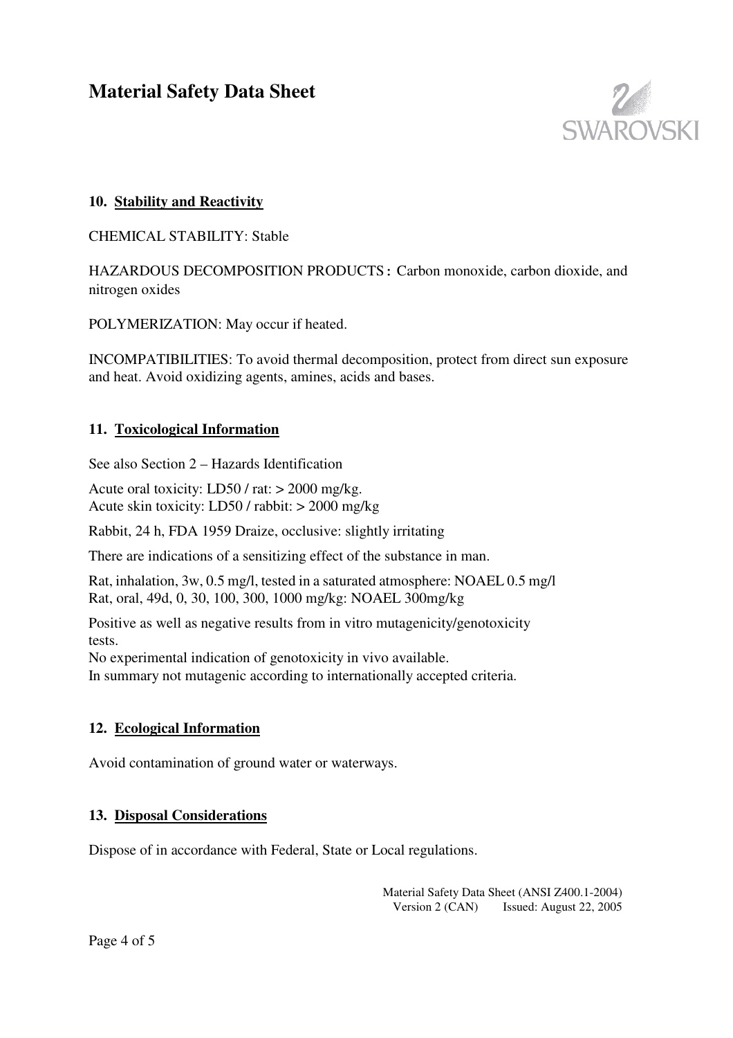# Material Safety Data Sheet

## 10. Stability and Reactivity

CHEMICAL STABILITY: Stable

HAZARDOUS DECOMPOSITION PRODUCTS : Carbon monoxide, carbon dioxide, and nitrogen oxides

POLYMERIZATION: May occur if heated.

INCOMPATIBILITIES: To avoid thermal decomposition, protect from direct sun exposure and heat. Avoid oxidizing agents, amines, acids and bases.

## 11. Toxicological Information

See also Section 2 – Hazards Identification

Acute oral toxicity: LD50 / rat: > 2000 mg/kg.
Acute skin toxicity: LD50 / rabbit: > 2000 mg/kg

Rabbit, 24 h, FDA 1959 Draize, occlusive: slightly irritating

There are indications of a sensitizing effect of the substance in man.

Rat, inhalation, 3w, 0.5 mg/l, tested in a saturated atmosphere: NOAEL 0.5 mg/l
Rat, oral, 49d, 0, 30, 100, 300, 1000 mg/kg: NOAEL 300mg/kg

Positive as well as negative results from in vitro mutagenicity/genotoxicity tests.
No experimental indication of genotoxicity in vivo available.
In summary not mutagenic according to internationally accepted criteria.

## 12. Ecological Information

Avoid contamination of ground water or waterways.

## 13. Disposal Considerations

Dispose of in accordance with Federal, State or Local regulations.

Material Safety Data Sheet (ANSI Z400.1-2004)
Version 2 (CAN) Issued: August 22, 2005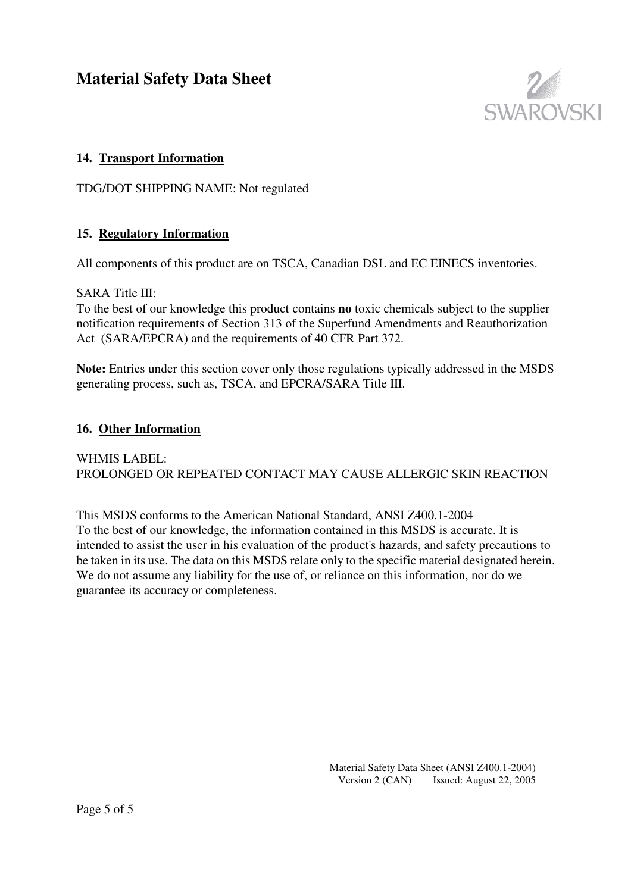## 14. Transport Information

TDG/DOT SHIPPING NAME: Not regulated

## 15. Regulatory Information

All components of this product are on TSCA, Canadian DSL and EC EINECS inventories.

SARA Title III:
To the best of our knowledge this product contains **no** toxic chemicals subject to the supplier notification requirements of Section 313 of the Superfund Amendments and Reauthorization Act (SARA/EPCRA) and the requirements of 40 CFR Part 372.

**Note:** Entries under this section cover only those regulations typically addressed in the MSDS generating process, such as, TSCA, and EPCRA/SARA Title III.

## 16. Other Information

WHMIS LABEL:
PROLONGED OR REPEATED CONTACT MAY CAUSE ALLERGIC SKIN REACTION

This MSDS conforms to the American National Standard, ANSI Z400.1-2004
To the best of our knowledge, the information contained in this MSDS is accurate. It is intended to assist the user in his evaluation of the product's hazards, and safety precautions to be taken in its use. The data on this MSDS relate only to the specific material designated herein. We do not assume any liability for the use of, or reliance on this information, nor do we guarantee its accuracy or completeness.